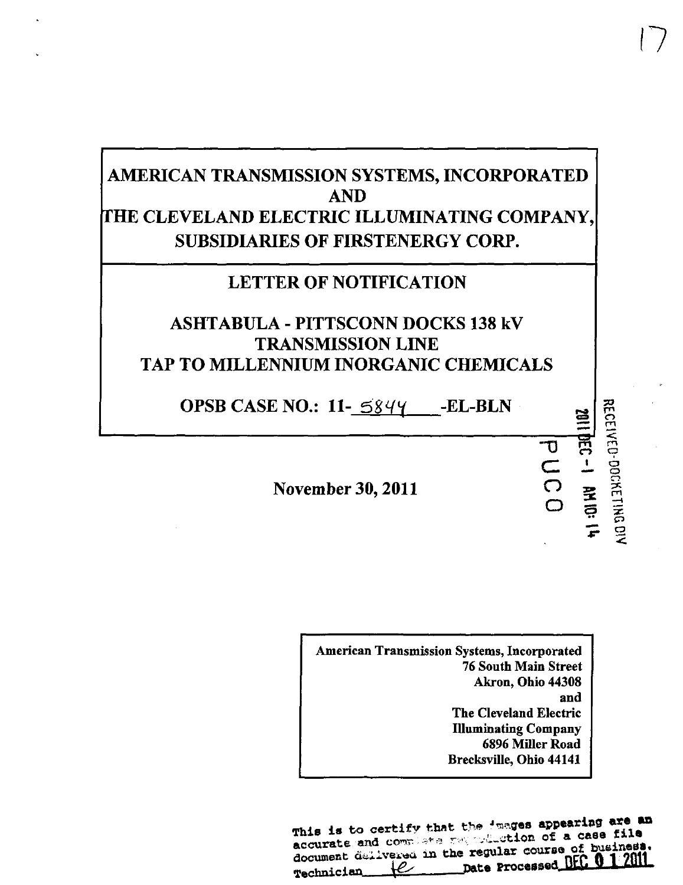# AMERICAN TRANSMISSION SYSTEMS, INCORPORATED AND THE CLEVELAND ELECTRIC ILLUMINATING COMPANY, SUBSIDIARIES OF FIRSTENERGY CORP.

## LETTER OF NOTIFICATION

## ASHTABULA - PITTSCONN DOCKS 138 kV TRANSMISSION LINE TAP TO MILLENNIUM INORGANIC CHEMICALS

**OPSB CASE NO.: 11-5844-EL-BLN**

RECEIVED-DOCKETING DIV

2011 DEC -1 AM 10:14

PUCO

**November 30, 2011**

**American Transmission Systems, Incorporated**
**76 South Main Street**
**Akron, Ohio 44308**
**and**
**The Cleveland Electric Illuminating Company**
**6896 Miller Road**
**Brecksville, Ohio 44141**

This is to certify that the images appearing are an accurate and complete reproduction of a case file document delivered in the regular course of business.
Technician ___ Date Processed DEC 0 1 2011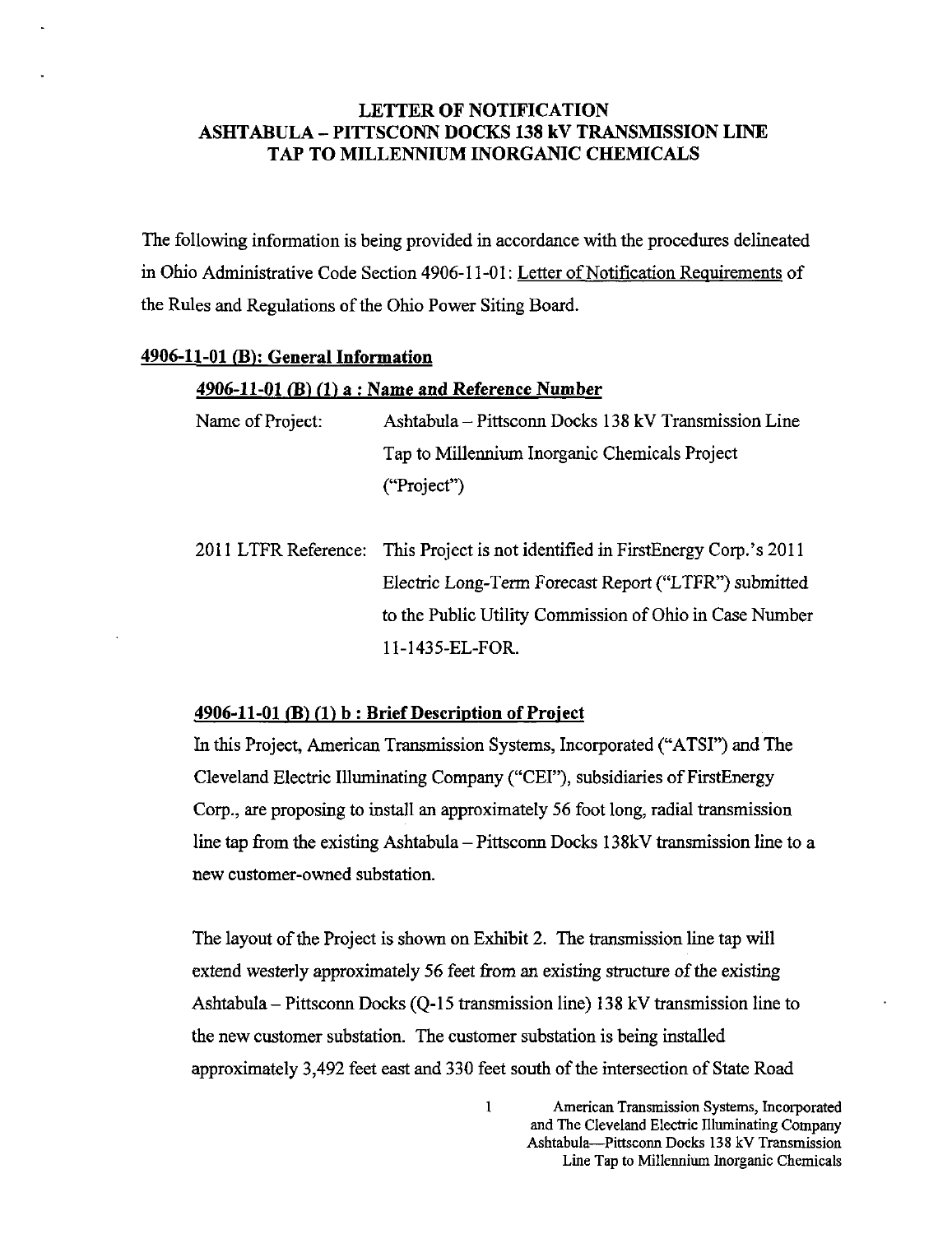# LETTER OF NOTIFICATION
# ASHTABULA – PITTSCONN DOCKS 138 kV TRANSMISSION LINE
# TAP TO MILLENNIUM INORGANIC CHEMICALS

The following information is being provided in accordance with the procedures delineated in Ohio Administrative Code Section 4906-11-01: Letter of Notification Requirements of the Rules and Regulations of the Ohio Power Siting Board.

## 4906-11-01 (B): General Information

### 4906-11-01 (B) (1) a : Name and Reference Number

Name of Project: Ashtabula – Pittsconn Docks 138 kV Transmission Line Tap to Millennium Inorganic Chemicals Project ("Project")

2011 LTFR Reference: This Project is not identified in FirstEnergy Corp.'s 2011 Electric Long-Term Forecast Report ("LTFR") submitted to the Public Utility Commission of Ohio in Case Number 11-1435-EL-FOR.

### 4906-11-01 (B) (1) b : Brief Description of Project

In this Project, American Transmission Systems, Incorporated ("ATSI") and The Cleveland Electric Illuminating Company ("CEI"), subsidiaries of FirstEnergy Corp., are proposing to install an approximately 56 foot long, radial transmission line tap from the existing Ashtabula – Pittsconn Docks 138kV transmission line to a new customer-owned substation.

The layout of the Project is shown on Exhibit 2. The transmission line tap will extend westerly approximately 56 feet from an existing structure of the existing Ashtabula – Pittsconn Docks (Q-15 transmission line) 138 kV transmission line to the new customer substation. The customer substation is being installed approximately 3,492 feet east and 330 feet south of the intersection of State Road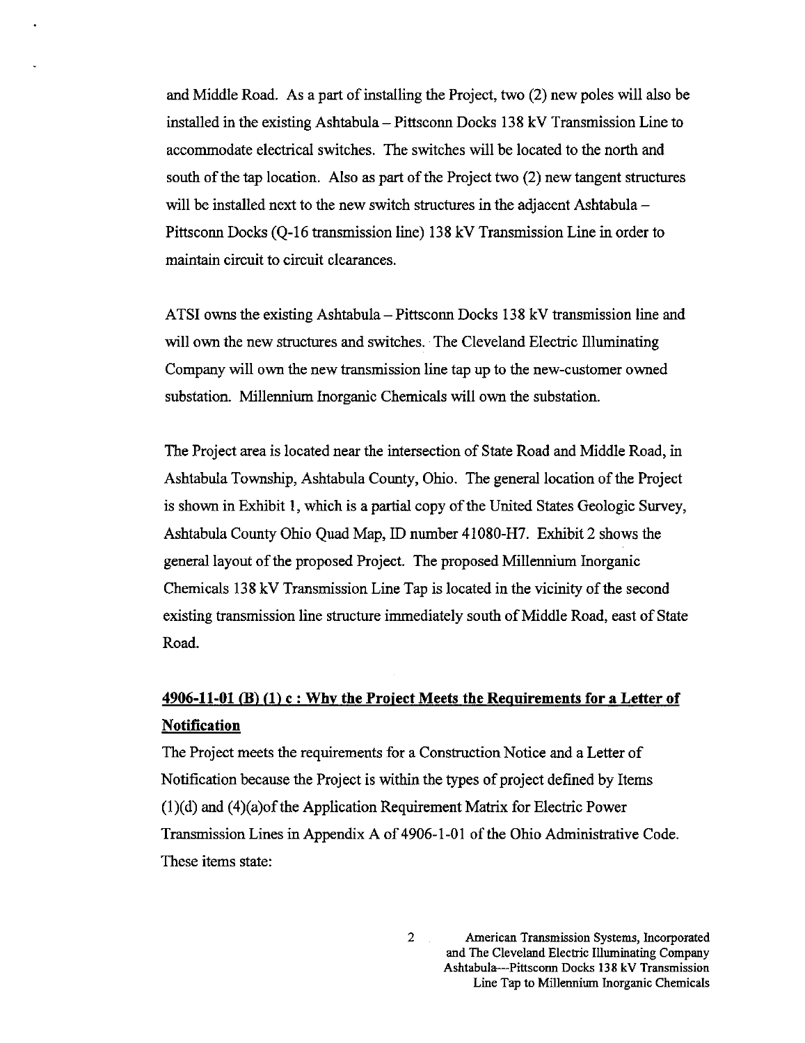and Middle Road. As a part of installing the Project, two (2) new poles will also be installed in the existing Ashtabula – Pittsconn Docks 138 kV Transmission Line to accommodate electrical switches. The switches will be located to the north and south of the tap location. Also as part of the Project two (2) new tangent structures will be installed next to the new switch structures in the adjacent Ashtabula – Pittsconn Docks (Q-16 transmission line) 138 kV Transmission Line in order to maintain circuit to circuit clearances.

ATSI owns the existing Ashtabula – Pittsconn Docks 138 kV transmission line and will own the new structures and switches. The Cleveland Electric Illuminating Company will own the new transmission line tap up to the new-customer owned substation. Millennium Inorganic Chemicals will own the substation.

The Project area is located near the intersection of State Road and Middle Road, in Ashtabula Township, Ashtabula County, Ohio. The general location of the Project is shown in Exhibit 1, which is a partial copy of the United States Geologic Survey, Ashtabula County Ohio Quad Map, ID number 41080-H7. Exhibit 2 shows the general layout of the proposed Project. The proposed Millennium Inorganic Chemicals 138 kV Transmission Line Tap is located in the vicinity of the second existing transmission line structure immediately south of Middle Road, east of State Road.

## 4906-11-01 (B) (1) c : Why the Project Meets the Requirements for a Letter of Notification

The Project meets the requirements for a Construction Notice and a Letter of Notification because the Project is within the types of project defined by Items (1)(d) and (4)(a)of the Application Requirement Matrix for Electric Power Transmission Lines in Appendix A of 4906-1-01 of the Ohio Administrative Code. These items state: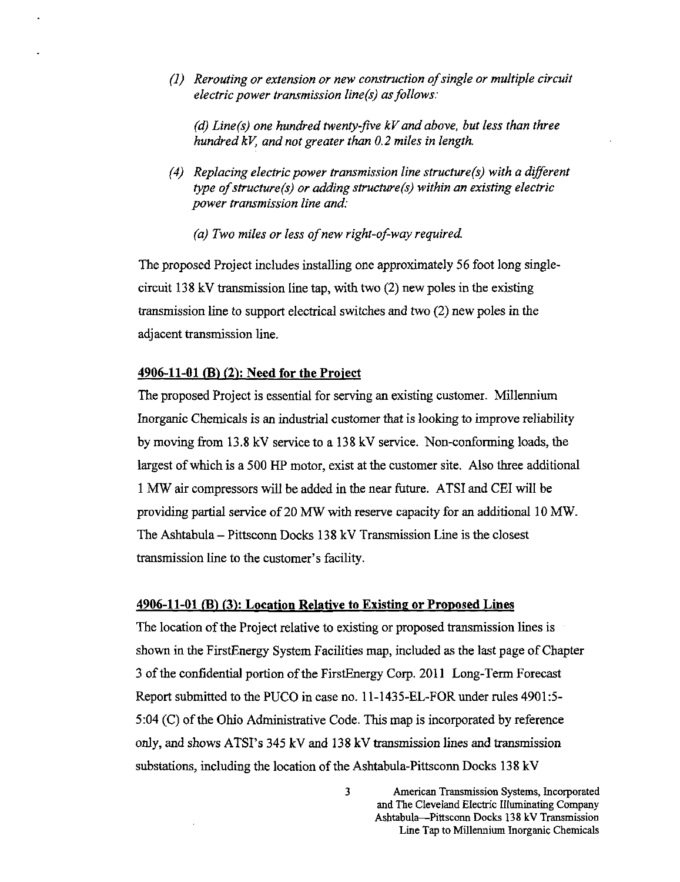*(1) Rerouting or extension or new construction of single or multiple circuit electric power transmission line(s) as follows:*

*(d) Line(s) one hundred twenty-five kV and above, but less than three hundred kV, and not greater than 0.2 miles in length.*

*(4) Replacing electric power transmission line structure(s) with a different type of structure(s) or adding structure(s) within an existing electric power transmission line and:*

*(a) Two miles or less of new right-of-way required.*

The proposed Project includes installing one approximately 56 foot long single-circuit 138 kV transmission line tap, with two (2) new poles in the existing transmission line to support electrical switches and two (2) new poles in the adjacent transmission line.

**4906-11-01 (B) (2): Need for the Project**

The proposed Project is essential for serving an existing customer. Millennium Inorganic Chemicals is an industrial customer that is looking to improve reliability by moving from 13.8 kV service to a 138 kV service. Non-conforming loads, the largest of which is a 500 HP motor, exist at the customer site. Also three additional 1 MW air compressors will be added in the near future. ATSI and CEI will be providing partial service of 20 MW with reserve capacity for an additional 10 MW. The Ashtabula – Pittsconn Docks 138 kV Transmission Line is the closest transmission line to the customer's facility.

**4906-11-01 (B) (3): Location Relative to Existing or Proposed Lines**

The location of the Project relative to existing or proposed transmission lines is shown in the FirstEnergy System Facilities map, included as the last page of Chapter 3 of the confidential portion of the FirstEnergy Corp. 2011 Long-Term Forecast Report submitted to the PUCO in case no. 11-1435-EL-FOR under rules 4901:5-5:04 (C) of the Ohio Administrative Code. This map is incorporated by reference only, and shows ATSI's 345 kV and 138 kV transmission lines and transmission substations, including the location of the Ashtabula-Pittsconn Docks 138 kV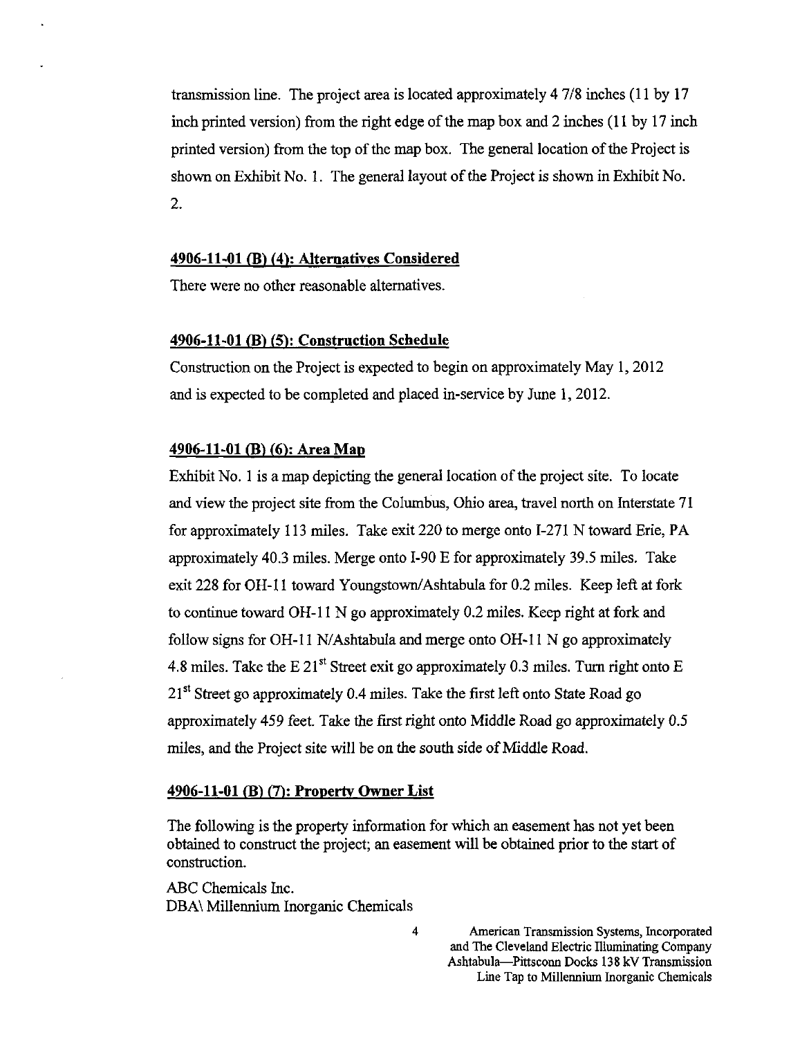transmission line. The project area is located approximately 4 7/8 inches (11 by 17 inch printed version) from the right edge of the map box and 2 inches (11 by 17 inch printed version) from the top of the map box. The general location of the Project is shown on Exhibit No. 1. The general layout of the Project is shown in Exhibit No. 2.

**4906-11-01 (B) (4): Alternatives Considered**

There were no other reasonable alternatives.

**4906-11-01 (B) (5): Construction Schedule**

Construction on the Project is expected to begin on approximately May 1, 2012 and is expected to be completed and placed in-service by June 1, 2012.

**4906-11-01 (B) (6): Area Map**

Exhibit No. 1 is a map depicting the general location of the project site. To locate and view the project site from the Columbus, Ohio area, travel north on Interstate 71 for approximately 113 miles. Take exit 220 to merge onto I-271 N toward Erie, PA approximately 40.3 miles. Merge onto I-90 E for approximately 39.5 miles. Take exit 228 for OH-11 toward Youngstown/Ashtabula for 0.2 miles. Keep left at fork to continue toward OH-11 N go approximately 0.2 miles. Keep right at fork and follow signs for OH-11 N/Ashtabula and merge onto OH-11 N go approximately 4.8 miles. Take the E 21st Street exit go approximately 0.3 miles. Turn right onto E 21st Street go approximately 0.4 miles. Take the first left onto State Road go approximately 459 feet. Take the first right onto Middle Road go approximately 0.5 miles, and the Project site will be on the south side of Middle Road.

**4906-11-01 (B) (7): Property Owner List**

The following is the property information for which an easement has not yet been obtained to construct the project; an easement will be obtained prior to the start of construction.

ABC Chemicals Inc.
DBA\ Millennium Inorganic Chemicals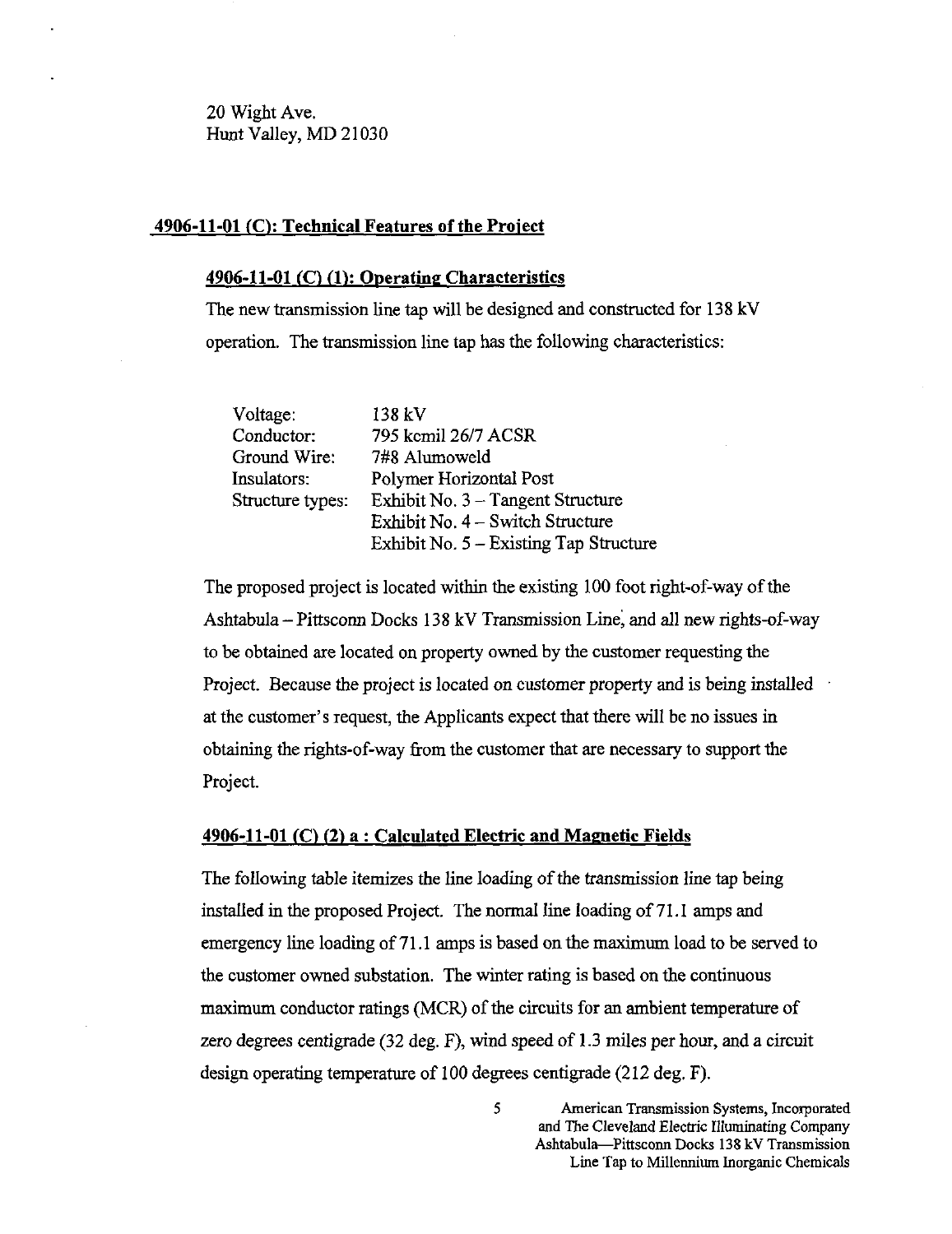20 Wight Ave.
Hunt Valley, MD 21030

## 4906-11-01 (C): Technical Features of the Project

### 4906-11-01 (C) (1): Operating Characteristics

The new transmission line tap will be designed and constructed for 138 kV operation. The transmission line tap has the following characteristics:

| | |
|---|---|
| Voltage: | 138 kV |
| Conductor: | 795 kcmil 26/7 ACSR |
| Ground Wire: | 7#8 Alumoweld |
| Insulators: | Polymer Horizontal Post |
| Structure types: | Exhibit No. 3 – Tangent Structure |
| | Exhibit No. 4 – Switch Structure |
| | Exhibit No. 5 – Existing Tap Structure |

The proposed project is located within the existing 100 foot right-of-way of the Ashtabula – Pittsconn Docks 138 kV Transmission Line, and all new rights-of-way to be obtained are located on property owned by the customer requesting the Project. Because the project is located on customer property and is being installed at the customer's request, the Applicants expect that there will be no issues in obtaining the rights-of-way from the customer that are necessary to support the Project.

### 4906-11-01 (C) (2) a : Calculated Electric and Magnetic Fields

The following table itemizes the line loading of the transmission line tap being installed in the proposed Project. The normal line loading of 71.1 amps and emergency line loading of 71.1 amps is based on the maximum load to be served to the customer owned substation. The winter rating is based on the continuous maximum conductor ratings (MCR) of the circuits for an ambient temperature of zero degrees centigrade (32 deg. F), wind speed of 1.3 miles per hour, and a circuit design operating temperature of 100 degrees centigrade (212 deg. F).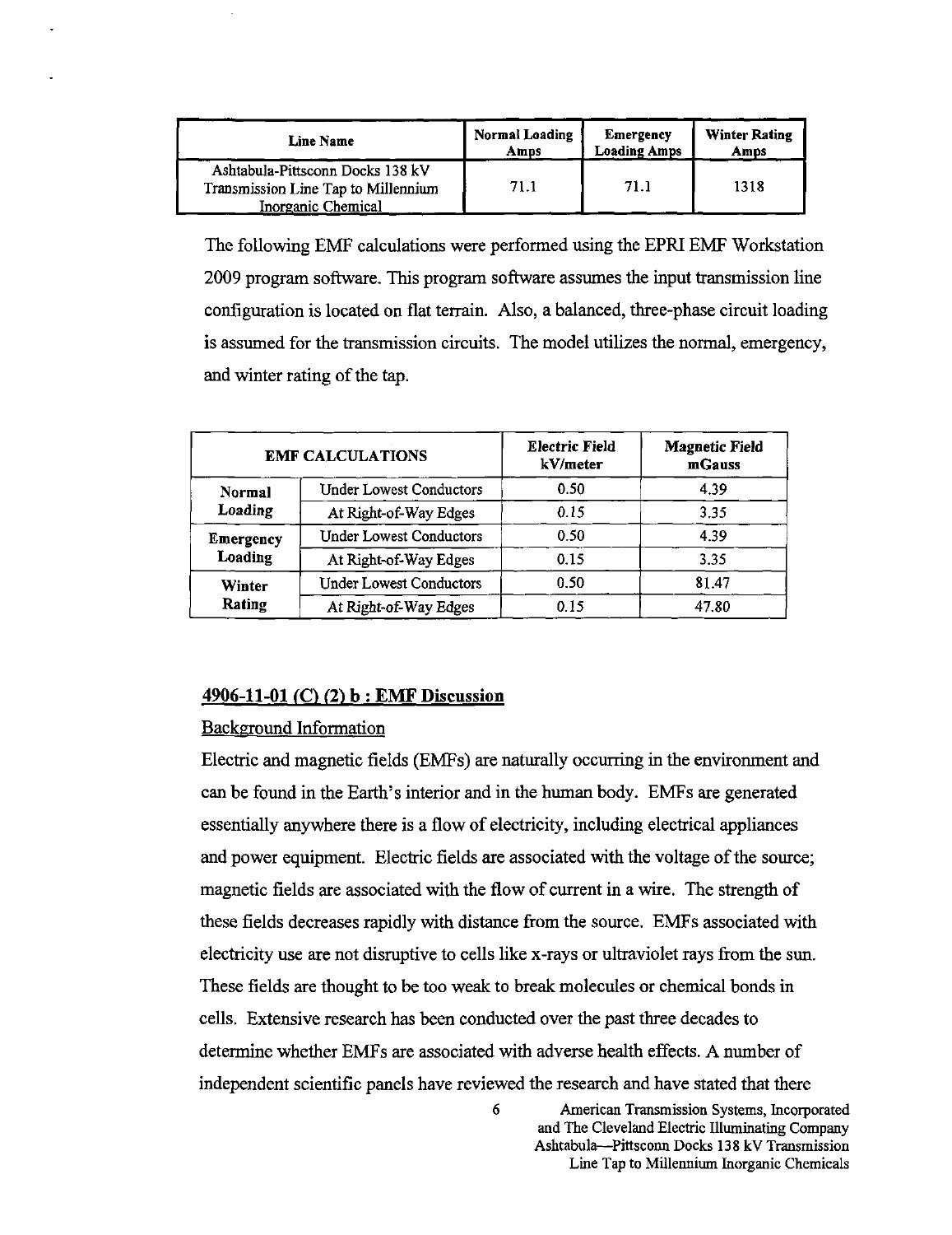| Line Name | Normal Loading Amps | Emergency Loading Amps | Winter Rating Amps |
|---|---|---|---|
| Ashtabula-Pittsconn Docks 138 kV Transmission Line Tap to Millennium Inorganic Chemical | 71.1 | 71.1 | 1318 |

The following EMF calculations were performed using the EPRI EMF Workstation 2009 program software. This program software assumes the input transmission line configuration is located on flat terrain. Also, a balanced, three-phase circuit loading is assumed for the transmission circuits. The model utilizes the normal, emergency, and winter rating of the tap.

| EMF CALCULATIONS | | Electric Field kV/meter | Magnetic Field mGauss |
|---|---|---|---|
| Normal Loading | Under Lowest Conductors | 0.50 | 4.39 |
| | At Right-of-Way Edges | 0.15 | 3.35 |
| Emergency Loading | Under Lowest Conductors | 0.50 | 4.39 |
| | At Right-of-Way Edges | 0.15 | 3.35 |
| Winter Rating | Under Lowest Conductors | 0.50 | 81.47 |
| | At Right-of-Way Edges | 0.15 | 47.80 |

## 4906-11-01 (C) (2) b : EMF Discussion

Background Information

Electric and magnetic fields (EMFs) are naturally occurring in the environment and can be found in the Earth's interior and in the human body. EMFs are generated essentially anywhere there is a flow of electricity, including electrical appliances and power equipment. Electric fields are associated with the voltage of the source; magnetic fields are associated with the flow of current in a wire. The strength of these fields decreases rapidly with distance from the source. EMFs associated with electricity use are not disruptive to cells like x-rays or ultraviolet rays from the sun. These fields are thought to be too weak to break molecules or chemical bonds in cells. Extensive research has been conducted over the past three decades to determine whether EMFs are associated with adverse health effects. A number of independent scientific panels have reviewed the research and have stated that there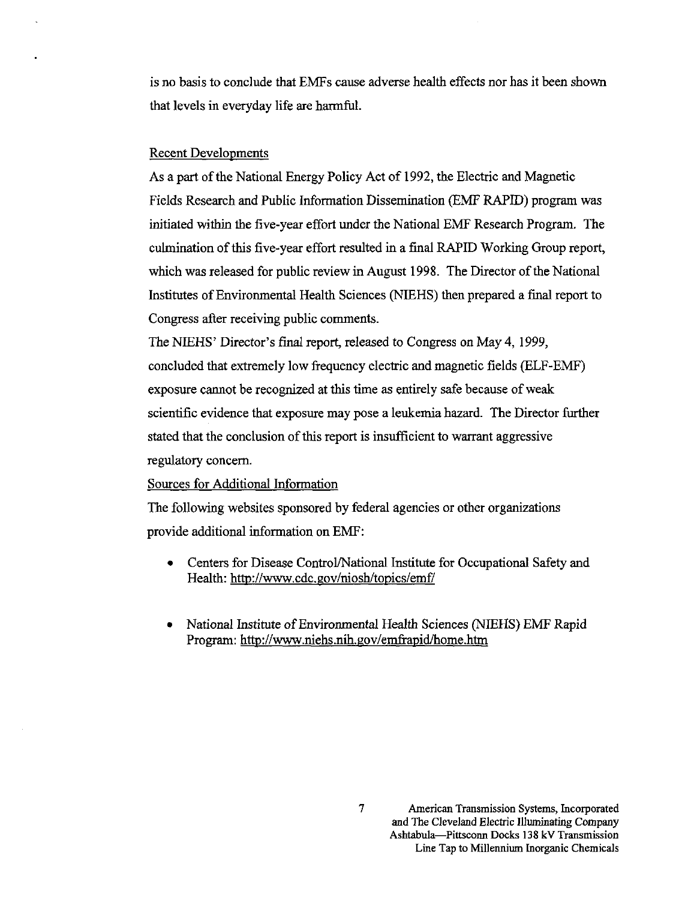is no basis to conclude that EMFs cause adverse health effects nor has it been shown that levels in everyday life are harmful.

Recent Developments

As a part of the National Energy Policy Act of 1992, the Electric and Magnetic Fields Research and Public Information Dissemination (EMF RAPID) program was initiated within the five-year effort under the National EMF Research Program. The culmination of this five-year effort resulted in a final RAPID Working Group report, which was released for public review in August 1998. The Director of the National Institutes of Environmental Health Sciences (NIEHS) then prepared a final report to Congress after receiving public comments.

The NIEHS' Director's final report, released to Congress on May 4, 1999, concluded that extremely low frequency electric and magnetic fields (ELF-EMF) exposure cannot be recognized at this time as entirely safe because of weak scientific evidence that exposure may pose a leukemia hazard. The Director further stated that the conclusion of this report is insufficient to warrant aggressive regulatory concern.

Sources for Additional Information

The following websites sponsored by federal agencies or other organizations provide additional information on EMF:

- Centers for Disease Control/National Institute for Occupational Safety and Health: http://www.cdc.gov/niosh/topics/emf/
- National Institute of Environmental Health Sciences (NIEHS) EMF Rapid Program: http://www.niehs.nih.gov/emfrapid/home.htm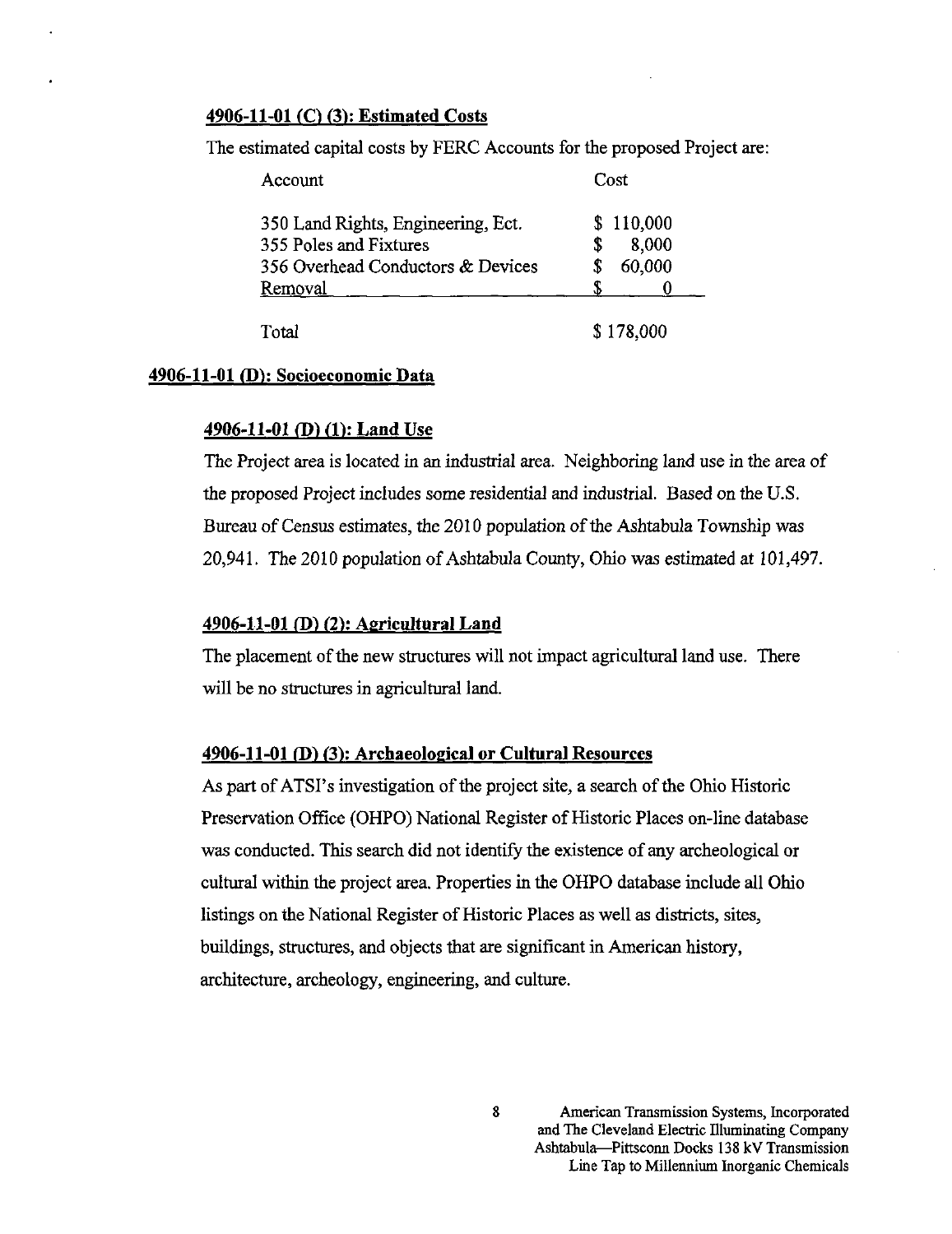#### 4906-11-01 (C) (3): Estimated Costs

The estimated capital costs by FERC Accounts for the proposed Project are:

| Account | Cost |
|---|---|
| 350 Land Rights, Engineering, Ect. | $ 110,000 |
| 355 Poles and Fixtures | $ 8,000 |
| 356 Overhead Conductors & Devices | $ 60,000 |
| Removal | $ 0 |
| Total | $ 178,000 |

### 4906-11-01 (D): Socioeconomic Data

#### 4906-11-01 (D) (1): Land Use

The Project area is located in an industrial area. Neighboring land use in the area of the proposed Project includes some residential and industrial. Based on the U.S. Bureau of Census estimates, the 2010 population of the Ashtabula Township was 20,941. The 2010 population of Ashtabula County, Ohio was estimated at 101,497.

#### 4906-11-01 (D) (2): Agricultural Land

The placement of the new structures will not impact agricultural land use. There will be no structures in agricultural land.

#### 4906-11-01 (D) (3): Archaeological or Cultural Resources

As part of ATSI's investigation of the project site, a search of the Ohio Historic Preservation Office (OHPO) National Register of Historic Places on-line database was conducted. This search did not identify the existence of any archeological or cultural within the project area. Properties in the OHPO database include all Ohio listings on the National Register of Historic Places as well as districts, sites, buildings, structures, and objects that are significant in American history, architecture, archeology, engineering, and culture.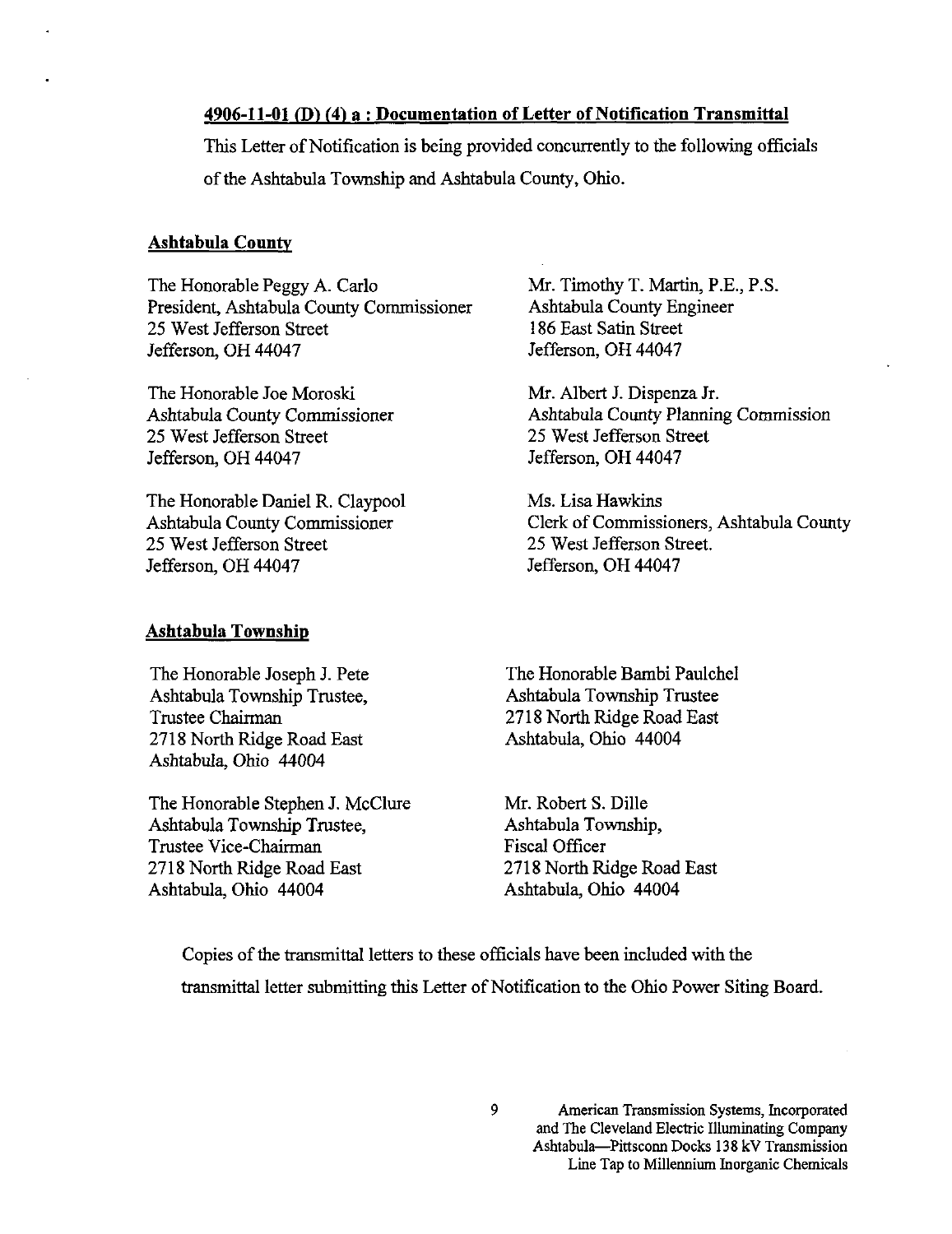**4906-11-01 (D) (4) a : Documentation of Letter of Notification Transmittal**

This Letter of Notification is being provided concurrently to the following officials of the Ashtabula Township and Ashtabula County, Ohio.

**Ashtabula County**

The Honorable Peggy A. Carlo
President, Ashtabula County Commissioner
25 West Jefferson Street
Jefferson, OH 44047

The Honorable Joe Moroski
Ashtabula County Commissioner
25 West Jefferson Street
Jefferson, OH 44047

The Honorable Daniel R. Claypool
Ashtabula County Commissioner
25 West Jefferson Street
Jefferson, OH 44047

Mr. Timothy T. Martin, P.E., P.S.
Ashtabula County Engineer
186 East Satin Street
Jefferson, OH 44047

Mr. Albert J. Dispenza Jr.
Ashtabula County Planning Commission
25 West Jefferson Street
Jefferson, OH 44047

Ms. Lisa Hawkins
Clerk of Commissioners, Ashtabula County
25 West Jefferson Street.
Jefferson, OH 44047

**Ashtabula Township**

The Honorable Joseph J. Pete
Ashtabula Township Trustee,
Trustee Chairman
2718 North Ridge Road East
Ashtabula, Ohio 44004

The Honorable Stephen J. McClure
Ashtabula Township Trustee,
Trustee Vice-Chairman
2718 North Ridge Road East
Ashtabula, Ohio 44004

The Honorable Bambi Paulchel
Ashtabula Township Trustee
2718 North Ridge Road East
Ashtabula, Ohio 44004

Mr. Robert S. Dille
Ashtabula Township,
Fiscal Officer
2718 North Ridge Road East
Ashtabula, Ohio 44004

Copies of the transmittal letters to these officials have been included with the transmittal letter submitting this Letter of Notification to the Ohio Power Siting Board.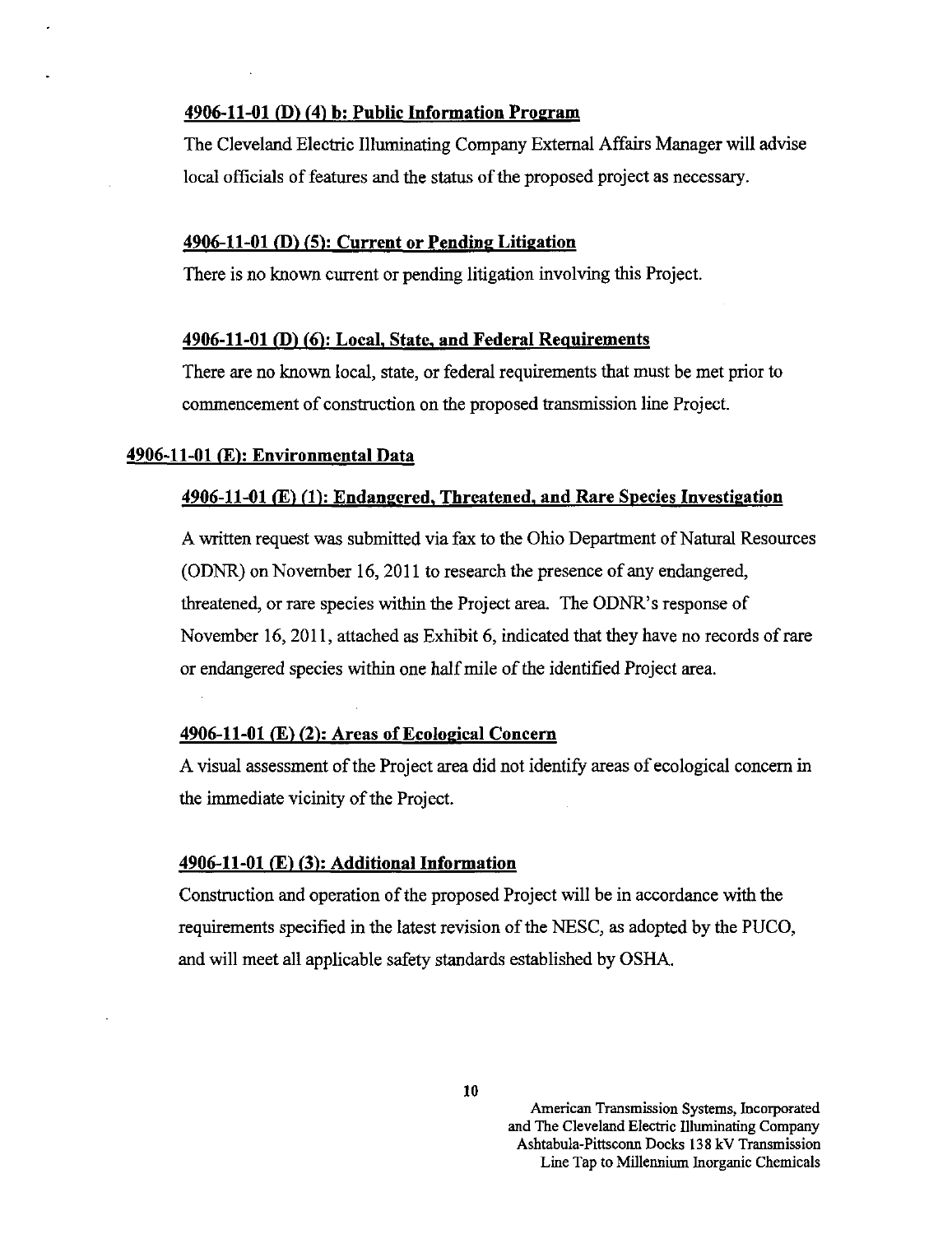### 4906-11-01 (D) (4) b: Public Information Program

The Cleveland Electric Illuminating Company External Affairs Manager will advise local officials of features and the status of the proposed project as necessary.

### 4906-11-01 (D) (5): Current or Pending Litigation

There is no known current or pending litigation involving this Project.

### 4906-11-01 (D) (6): Local, State, and Federal Requirements

There are no known local, state, or federal requirements that must be met prior to commencement of construction on the proposed transmission line Project.

## 4906-11-01 (E): Environmental Data

### 4906-11-01 (E) (1): Endangered, Threatened, and Rare Species Investigation

A written request was submitted via fax to the Ohio Department of Natural Resources (ODNR) on November 16, 2011 to research the presence of any endangered, threatened, or rare species within the Project area. The ODNR's response of November 16, 2011, attached as Exhibit 6, indicated that they have no records of rare or endangered species within one half mile of the identified Project area.

### 4906-11-01 (E) (2): Areas of Ecological Concern

A visual assessment of the Project area did not identify areas of ecological concern in the immediate vicinity of the Project.

### 4906-11-01 (E) (3): Additional Information

Construction and operation of the proposed Project will be in accordance with the requirements specified in the latest revision of the NESC, as adopted by the PUCO, and will meet all applicable safety standards established by OSHA.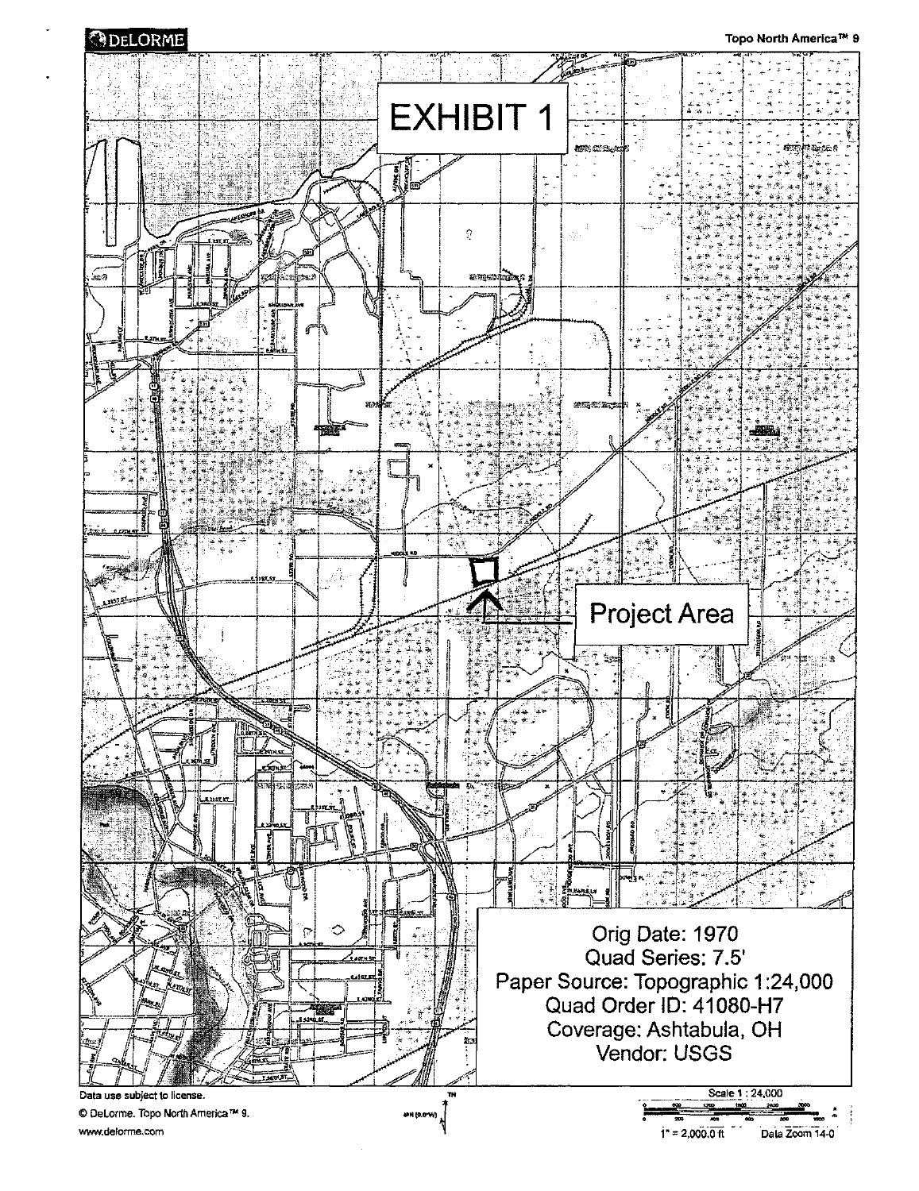DeLorme

Topo North America™ 9

# EXHIBIT 1

Project Area

Orig Date: 1970
Quad Series: 7.5'
Paper Source: Topographic 1:24,000
Quad Order ID: 41080-H7
Coverage: Ashtabula, OH
Vendor: USGS

Data use subject to license.

© DeLorme. Topo North America™ 9.

www.delorme.com

Scale 1 : 24,000

1" = 2,000.0 ft Data Zoom 14-0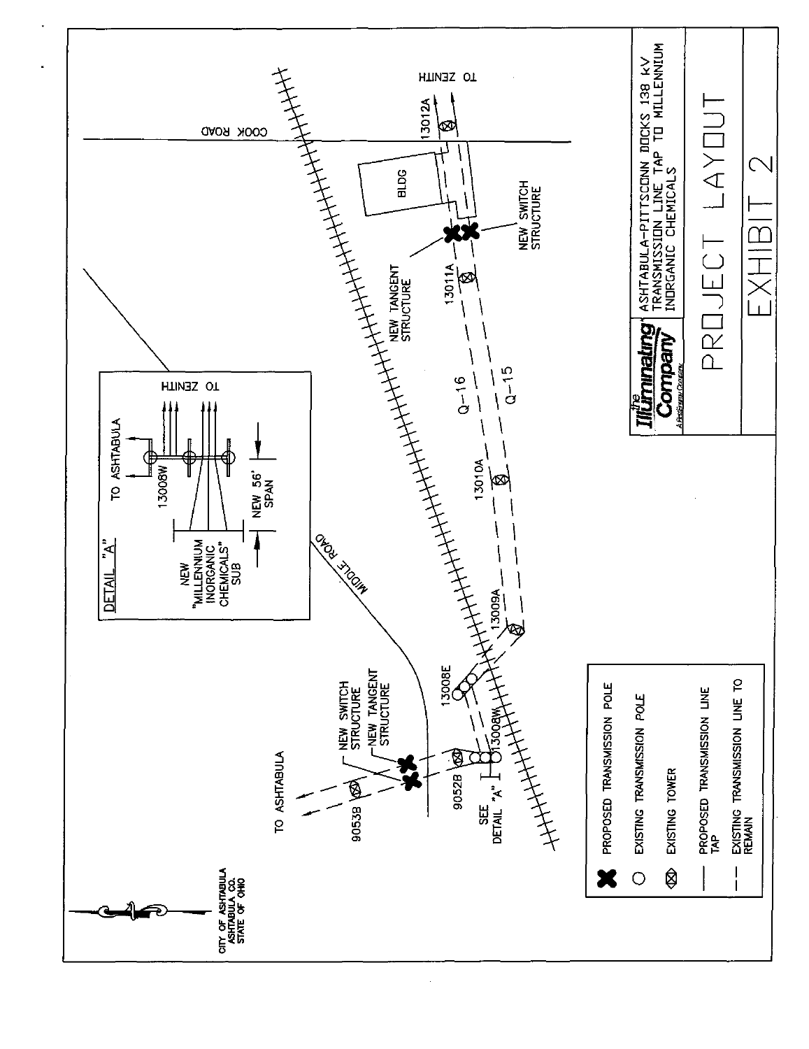CITY OF ASHTABULA
ASHTABULA CO.
STATE OF OHIO

TO ASHTABULA

TO ZENITH

COOK ROAD

MIDDLE ROAD

BLDG

NEW SWITCH STRUCTURE

NEW TANGENT STRUCTURE

NEW TANGENT STRUCTURE

NEW SWITCH STRUCTURE

13012A

13011A

13010A

13009A

13008E

13008W

9052B

9053B

Q-16

Q-15

SEE DETAIL "A"

DETAIL "A"

TO ASHTABULA

13008W

NEW "MILLENNIUM INORGANIC CHEMICALS" SUB

NEW 56' SPAN

TO ZENITH

| Symbol | Legend |
| --- | --- |
| ✖ | PROPOSED TRANSMISSION POLE |
| ○ | EXISTING TRANSMISSION POLE |
| ⊗ | EXISTING TOWER |
| —— | PROPOSED TRANSMISSION LINE TAP |
| - - | EXISTING TRANSMISSION LINE TO REMAIN |

the Illuminating Company
A FirstEnergy Company

ASHTABULA-PITTSCONN DOCKS 138 kV TRANSMISSION LINE TAP TO MILLENNIUM INORGANIC CHEMICALS

# PROJECT LAYOUT

# EXHIBIT 2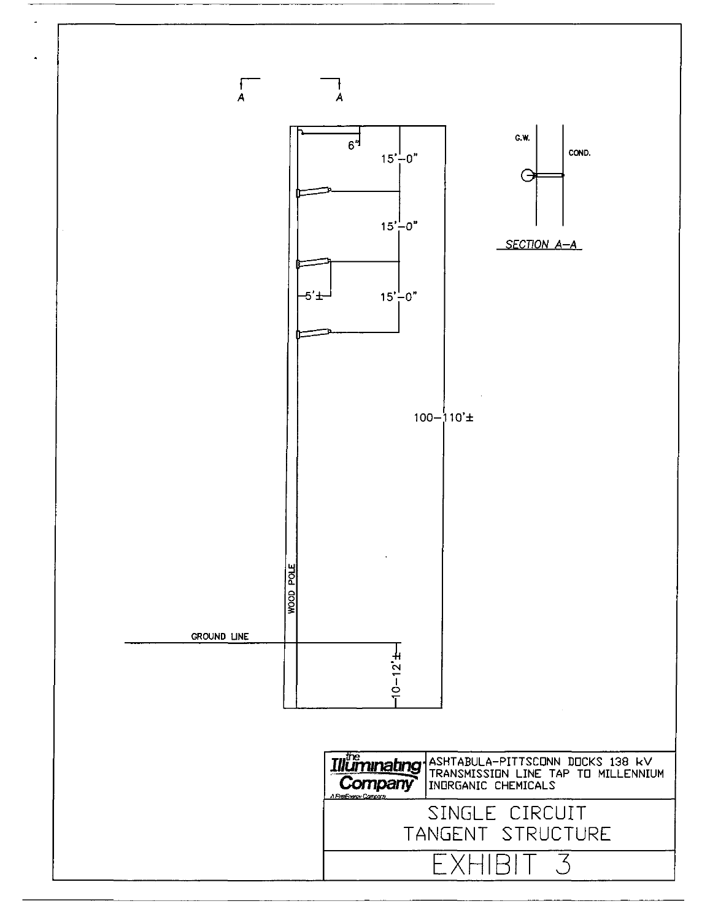A A

6"

15'-0"

15'-0"

5'±

15'-0"

100-110'±

WOOD POLE

GROUND LINE

10-12'±

G.W.

COND.

SECTION A-A

the Illuminating Company
A FirstEnergy Company

ASHTABULA-PITTSCONN DOCKS 138 kV TRANSMISSION LINE TAP TO MILLENNIUM INORGANIC CHEMICALS

SINGLE CIRCUIT TANGENT STRUCTURE

EXHIBIT 3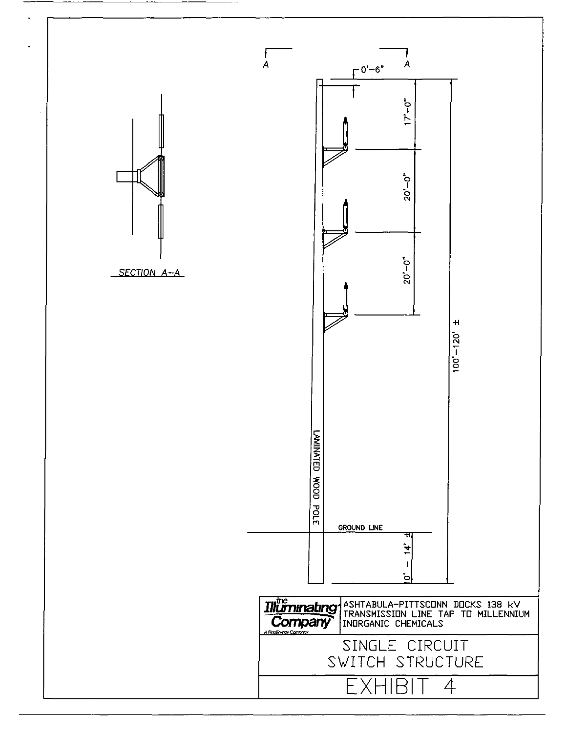SECTION A–A

A — A

0'–6"

17'–0"

20'–0"

20'–0"

100'–120' ±

LAMINATED WOOD POLE

GROUND LINE

10' – 14' ±

the Illuminating Company — A FirstEnergy Company

ASHTABULA–PITTSCONN DOCKS 138 kV TRANSMISSION LINE TAP TO MILLENNIUM INORGANIC CHEMICALS

SINGLE CIRCUIT SWITCH STRUCTURE

EXHIBIT 4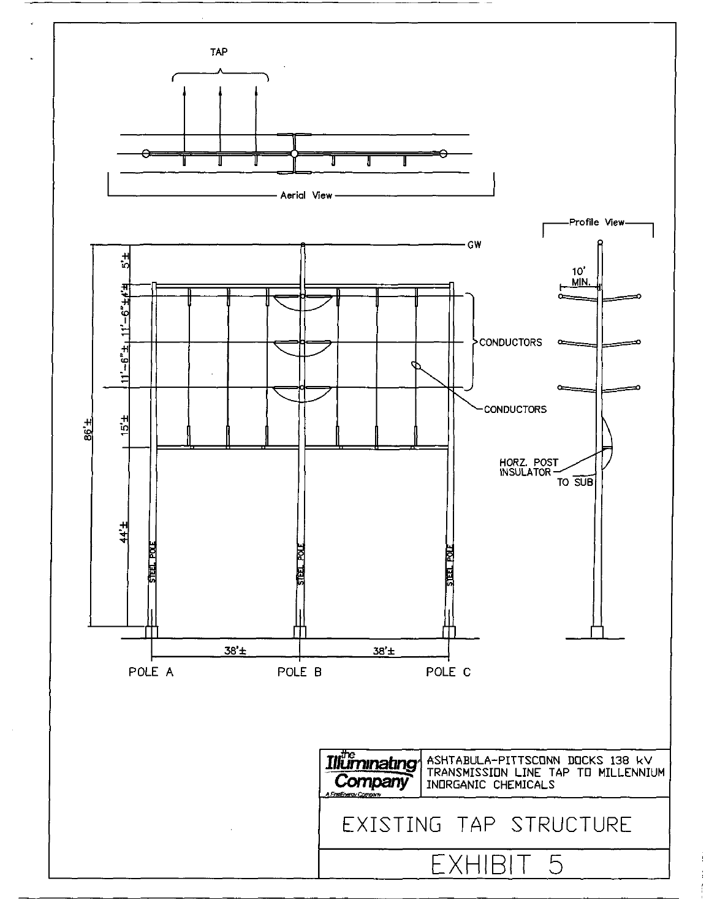TAP

Aerial View

Profile View

10' MIN.

GW

5'±

4'±

11'-6"±

11'-6"±

15'±

44'±

86'±

CONDUCTORS

CONDUCTORS

HORZ. POST INSULATOR

TO SUB

STEEL POLE

STEEL POLE

STEEL POLE

38'±

38'±

POLE A

POLE B

POLE C

the Illuminating Company

A FirstEnergy Company

ASHTABULA-PITTSCONN DOCKS 138 kV TRANSMISSION LINE TAP TO MILLENNIUM INORGANIC CHEMICALS

# EXISTING TAP STRUCTURE

# EXHIBIT 5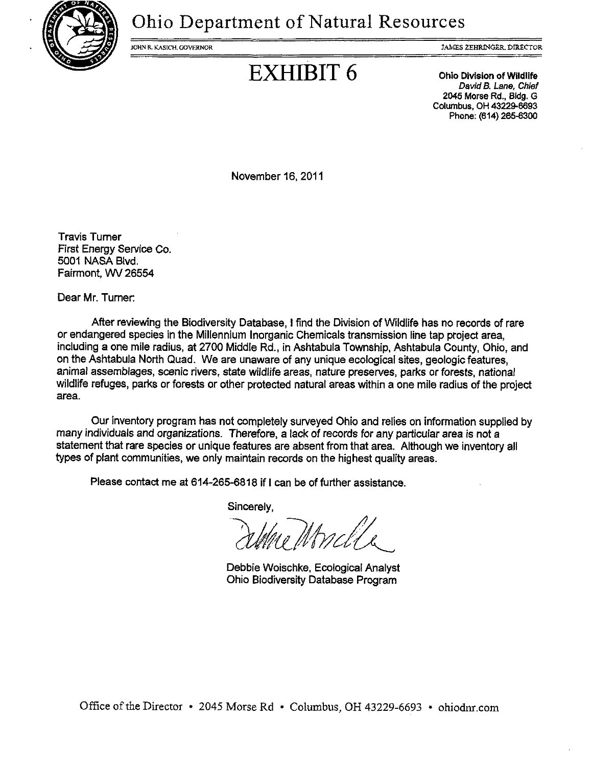# Ohio Department of Natural Resources

JOHN R. KASICH, GOVERNOR

JAMES ZEHRINGER, DIRECTOR

# EXHIBIT 6

**Ohio Division of Wildlife**
*David B. Lane, Chief*
2045 Morse Rd., Bldg. G
Columbus, OH 43229-6693
Phone: (614) 265-6300

November 16, 2011

Travis Turner
First Energy Service Co.
5001 NASA Blvd.
Fairmont, WV 26554

Dear Mr. Turner:

After reviewing the Biodiversity Database, I find the Division of Wildlife has no records of rare or endangered species in the Millennium Inorganic Chemicals transmission line tap project area, including a one mile radius, at 2700 Middle Rd., in Ashtabula Township, Ashtabula County, Ohio, and on the Ashtabula North Quad. We are unaware of any unique ecological sites, geologic features, animal assemblages, scenic rivers, state wildlife areas, nature preserves, parks or forests, national wildlife refuges, parks or forests or other protected natural areas within a one mile radius of the project area.

Our inventory program has not completely surveyed Ohio and relies on information supplied by many individuals and organizations. Therefore, a lack of records for any particular area is not a statement that rare species or unique features are absent from that area. Although we inventory all types of plant communities, we only maintain records on the highest quality areas.

Please contact me at 614-265-6818 if I can be of further assistance.

Sincerely,

Debbie Woischke, Ecological Analyst
Ohio Biodiversity Database Program

Office of the Director • 2045 Morse Rd • Columbus, OH 43229-6693 • ohiodnr.com